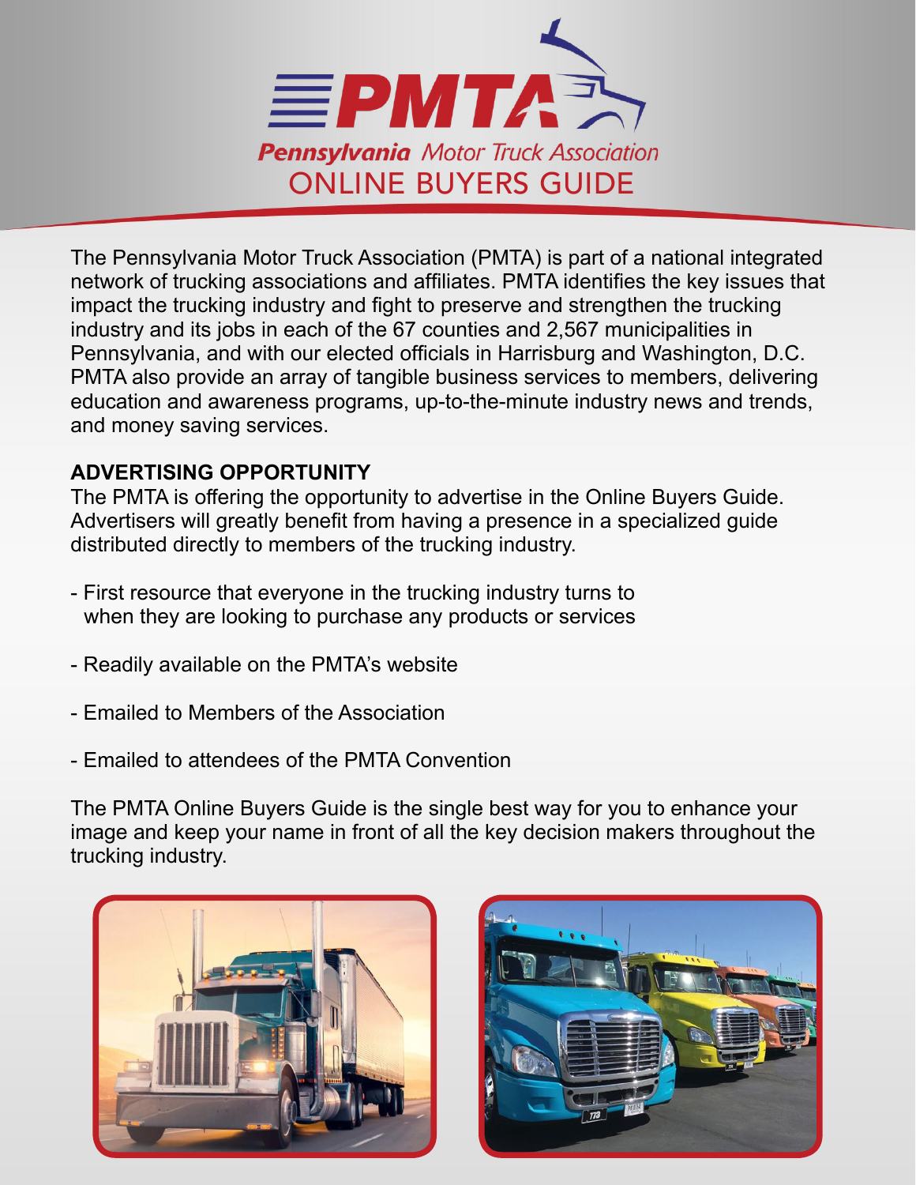# PMTA

## *Pennsylvania Motor Truck Association*

## ONLINE BUYERS GUIDE

The Pennsylvania Motor Truck Association (PMTA) is part of a national integrated network of trucking associations and affiliates. PMTA identifies the key issues that impact the trucking industry and fight to preserve and strengthen the trucking industry and its jobs in each of the 67 counties and 2,567 municipalities in Pennsylvania, and with our elected officials in Harrisburg and Washington, D.C. PMTA also provide an array of tangible business services to members, delivering education and awareness programs, up-to-the-minute industry news and trends, and money saving services.

**ADVERTISING OPPORTUNITY**

The PMTA is offering the opportunity to advertise in the Online Buyers Guide. Advertisers will greatly benefit from having a presence in a specialized guide distributed directly to members of the trucking industry.

- First resource that everyone in the trucking industry turns to when they are looking to purchase any products or services
- Readily available on the PMTA's website
- Emailed to Members of the Association
- Emailed to attendees of the PMTA Convention

The PMTA Online Buyers Guide is the single best way for you to enhance your image and keep your name in front of all the key decision makers throughout the trucking industry.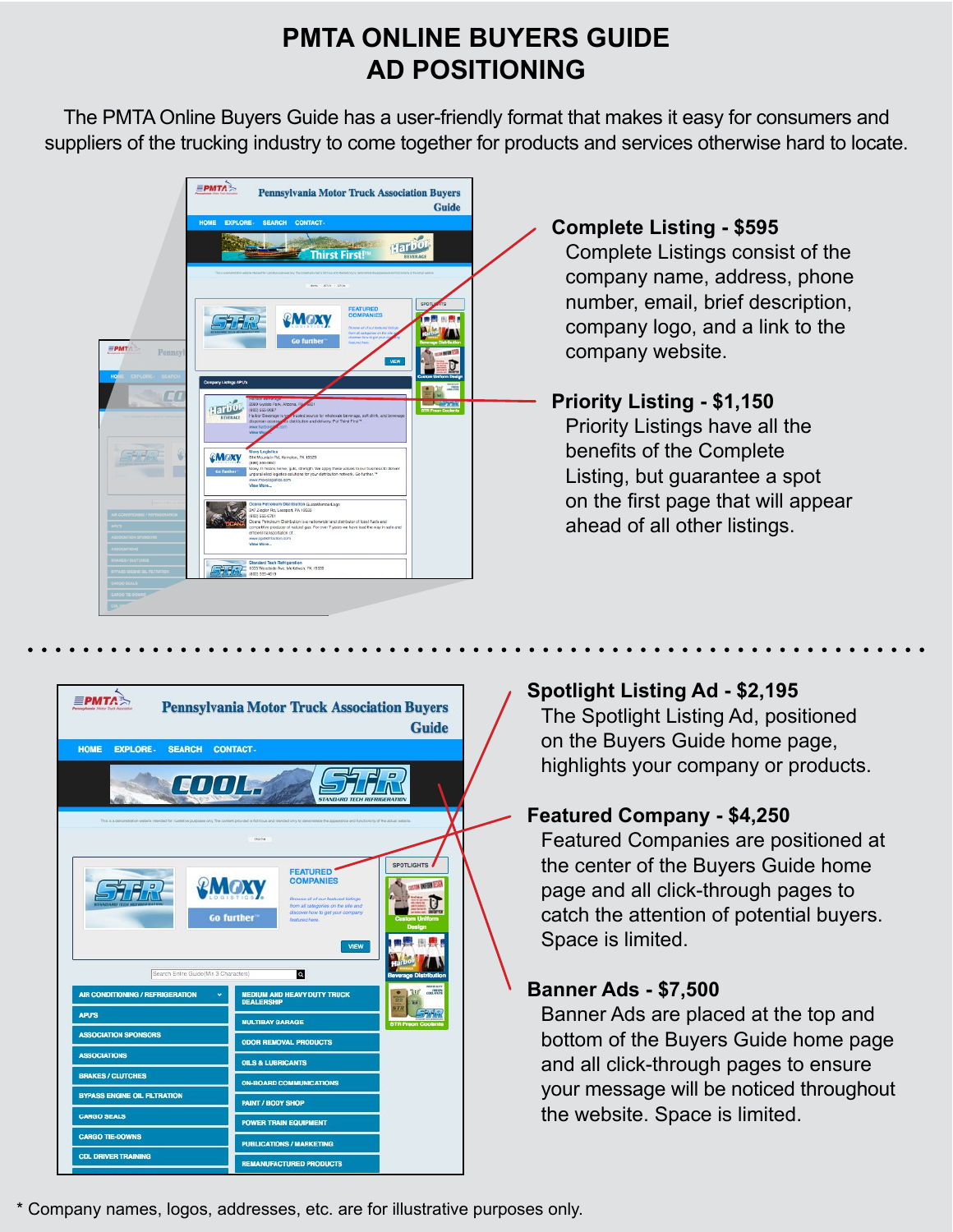# PMTA ONLINE BUYERS GUIDE AD POSITIONING

The PMTA Online Buyers Guide has a user-friendly format that makes it easy for consumers and suppliers of the trucking industry to come together for products and services otherwise hard to locate.

**Complete Listing - $595**

Complete Listings consist of the company name, address, phone number, email, brief description, company logo, and a link to the company website.

**Priority Listing - $1,150**

Priority Listings have all the benefits of the Complete Listing, but guarantee a spot on the first page that will appear ahead of all other listings.

**Spotlight Listing Ad - $2,195**

The Spotlight Listing Ad, positioned on the Buyers Guide home page, highlights your company or products.

**Featured Company - $4,250**

Featured Companies are positioned at the center of the Buyers Guide home page and all click-through pages to catch the attention of potential buyers. Space is limited.

**Banner Ads - $7,500**

Banner Ads are placed at the top and bottom of the Buyers Guide home page and all click-through pages to ensure your message will be noticed throughout the website. Space is limited.

* Company names, logos, addresses, etc. are for illustrative purposes only.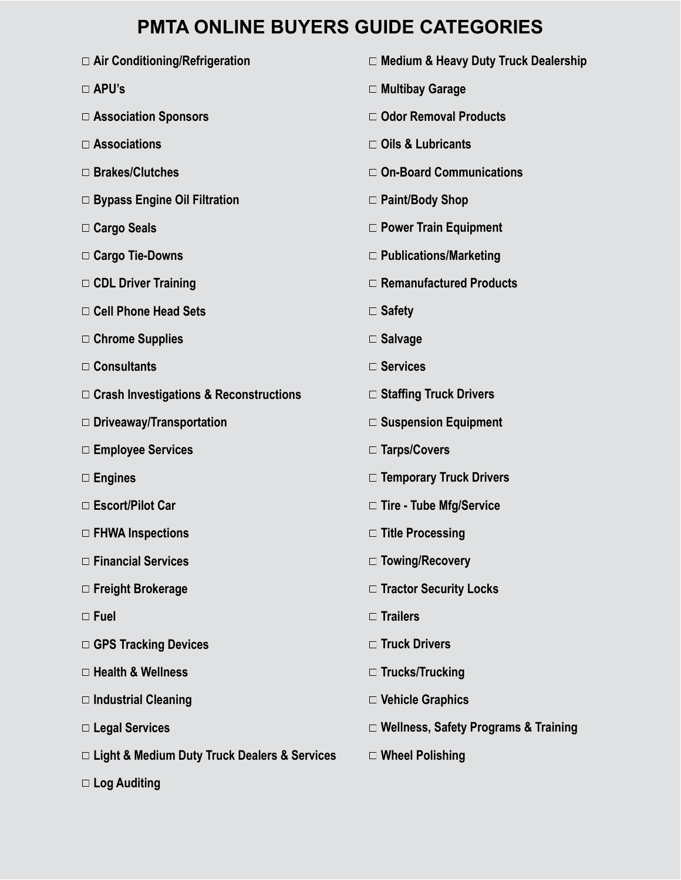# PMTA ONLINE BUYERS GUIDE CATEGORIES

- ☐ **Air Conditioning/Refrigeration**
- ☐ **APU's**
- ☐ **Association Sponsors**
- ☐ **Associations**
- ☐ **Brakes/Clutches**
- ☐ **Bypass Engine Oil Filtration**
- ☐ **Cargo Seals**
- ☐ **Cargo Tie-Downs**
- ☐ **CDL Driver Training**
- ☐ **Cell Phone Head Sets**
- ☐ **Chrome Supplies**
- ☐ **Consultants**
- ☐ **Crash Investigations & Reconstructions**
- ☐ **Driveaway/Transportation**
- ☐ **Employee Services**
- ☐ **Engines**
- ☐ **Escort/Pilot Car**
- ☐ **FHWA Inspections**
- ☐ **Financial Services**
- ☐ **Freight Brokerage**
- ☐ **Fuel**
- ☐ **GPS Tracking Devices**
- ☐ **Health & Wellness**
- ☐ **Industrial Cleaning**
- ☐ **Legal Services**
- ☐ **Light & Medium Duty Truck Dealers & Services**
- ☐ **Log Auditing**
- ☐ **Medium & Heavy Duty Truck Dealership**
- ☐ **Multibay Garage**
- ☐ **Odor Removal Products**
- ☐ **Oils & Lubricants**
- ☐ **On-Board Communications**
- ☐ **Paint/Body Shop**
- ☐ **Power Train Equipment**
- ☐ **Publications/Marketing**
- ☐ **Remanufactured Products**
- ☐ **Safety**
- ☐ **Salvage**
- ☐ **Services**
- ☐ **Staffing Truck Drivers**
- ☐ **Suspension Equipment**
- ☐ **Tarps/Covers**
- ☐ **Temporary Truck Drivers**
- ☐ **Tire - Tube Mfg/Service**
- ☐ **Title Processing**
- ☐ **Towing/Recovery**
- ☐ **Tractor Security Locks**
- ☐ **Trailers**
- ☐ **Truck Drivers**
- ☐ **Trucks/Trucking**
- ☐ **Vehicle Graphics**
- ☐ **Wellness, Safety Programs & Training**
- ☐ **Wheel Polishing**